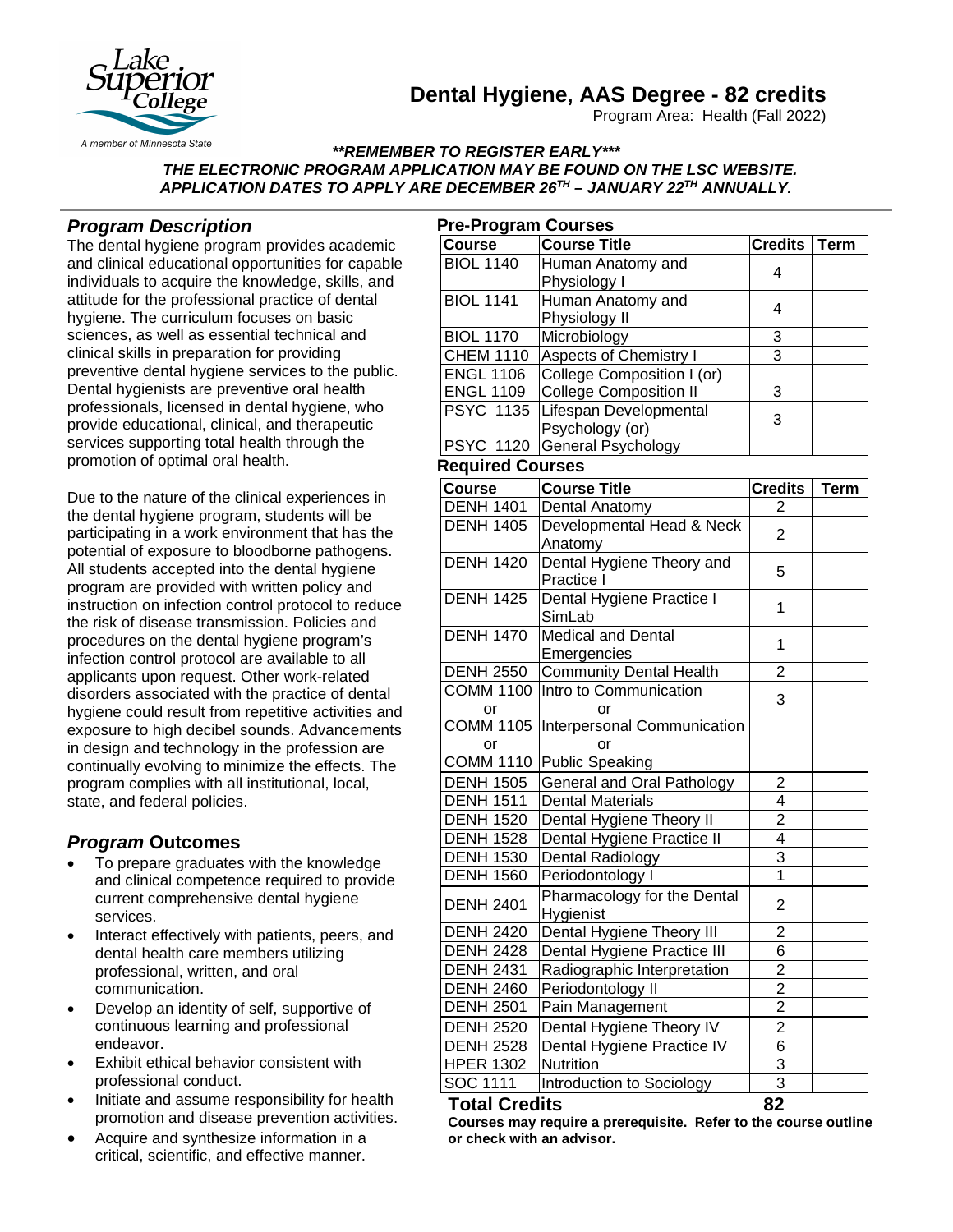# Dental Hygiene, AAS Degree - 82 credits

Program Area: Health (Fall 2022)

***\*\*REMEMBER TO REGISTER EARLY\*\*\****
***THE ELECTRONIC PROGRAM APPLICATION MAY BE FOUND ON THE LSC WEBSITE.***
***APPLICATION DATES TO APPLY ARE DECEMBER 26TH – JANUARY 22TH ANNUALLY.***

## *Program Description*

The dental hygiene program provides academic and clinical educational opportunities for capable individuals to acquire the knowledge, skills, and attitude for the professional practice of dental hygiene. The curriculum focuses on basic sciences, as well as essential technical and clinical skills in preparation for providing preventive dental hygiene services to the public. Dental hygienists are preventive oral health professionals, licensed in dental hygiene, who provide educational, clinical, and therapeutic services supporting total health through the promotion of optimal oral health.

Due to the nature of the clinical experiences in the dental hygiene program, students will be participating in a work environment that has the potential of exposure to bloodborne pathogens. All students accepted into the dental hygiene program are provided with written policy and instruction on infection control protocol to reduce the risk of disease transmission. Policies and procedures on the dental hygiene program's infection control protocol are available to all applicants upon request. Other work-related disorders associated with the practice of dental hygiene could result from repetitive activities and exposure to high decibel sounds. Advancements in design and technology in the profession are continually evolving to minimize the effects. The program complies with all institutional, local, state, and federal policies.

## *Program* Outcomes

- To prepare graduates with the knowledge and clinical competence required to provide current comprehensive dental hygiene services.
- Interact effectively with patients, peers, and dental health care members utilizing professional, written, and oral communication.
- Develop an identity of self, supportive of continuous learning and professional endeavor.
- Exhibit ethical behavior consistent with professional conduct.
- Initiate and assume responsibility for health promotion and disease prevention activities.
- Acquire and synthesize information in a critical, scientific, and effective manner.

### Pre-Program Courses

| Course | Course Title | Credits | Term |
|---|---|---|---|
| BIOL 1140 | Human Anatomy and Physiology I | 4 | |
| BIOL 1141 | Human Anatomy and Physiology II | 4 | |
| BIOL 1170 | Microbiology | 3 | |
| CHEM 1110 | Aspects of Chemistry I | 3 | |
| ENGL 1106<br>ENGL 1109 | College Composition I (or)<br>College Composition II | 3 | |
| PSYC 1135<br><br>PSYC 1120 | Lifespan Developmental Psychology (or)<br>General Psychology | 3 | |

### Required Courses

| Course | Course Title | Credits | Term |
|---|---|---|---|
| DENH 1401 | Dental Anatomy | 2 | |
| DENH 1405 | Developmental Head & Neck Anatomy | 2 | |
| DENH 1420 | Dental Hygiene Theory and Practice I | 5 | |
| DENH 1425 | Dental Hygiene Practice I SimLab | 1 | |
| DENH 1470 | Medical and Dental Emergencies | 1 | |
| DENH 2550 | Community Dental Health | 2 | |
| COMM 1100<br>or<br>COMM 1105<br>or<br>COMM 1110 | Intro to Communication<br>or<br>Interpersonal Communication<br>or<br>Public Speaking | 3 | |
| DENH 1505 | General and Oral Pathology | 2 | |
| DENH 1511 | Dental Materials | 4 | |
| DENH 1520 | Dental Hygiene Theory II | 2 | |
| DENH 1528 | Dental Hygiene Practice II | 4 | |
| DENH 1530 | Dental Radiology | 3 | |
| DENH 1560 | Periodontology I | 1 | |
| DENH 2401 | Pharmacology for the Dental Hygienist | 2 | |
| DENH 2420 | Dental Hygiene Theory III | 2 | |
| DENH 2428 | Dental Hygiene Practice III | 6 | |
| DENH 2431 | Radiographic Interpretation | 2 | |
| DENH 2460 | Periodontology II | 2 | |
| DENH 2501 | Pain Management | 2 | |
| DENH 2520 | Dental Hygiene Theory IV | 2 | |
| DENH 2528 | Dental Hygiene Practice IV | 6 | |
| HPER 1302 | Nutrition | 3 | |
| SOC 1111 | Introduction to Sociology | 3 | |
| **Total Credits** | | **82** | |

**Courses may require a prerequisite. Refer to the course outline or check with an advisor.**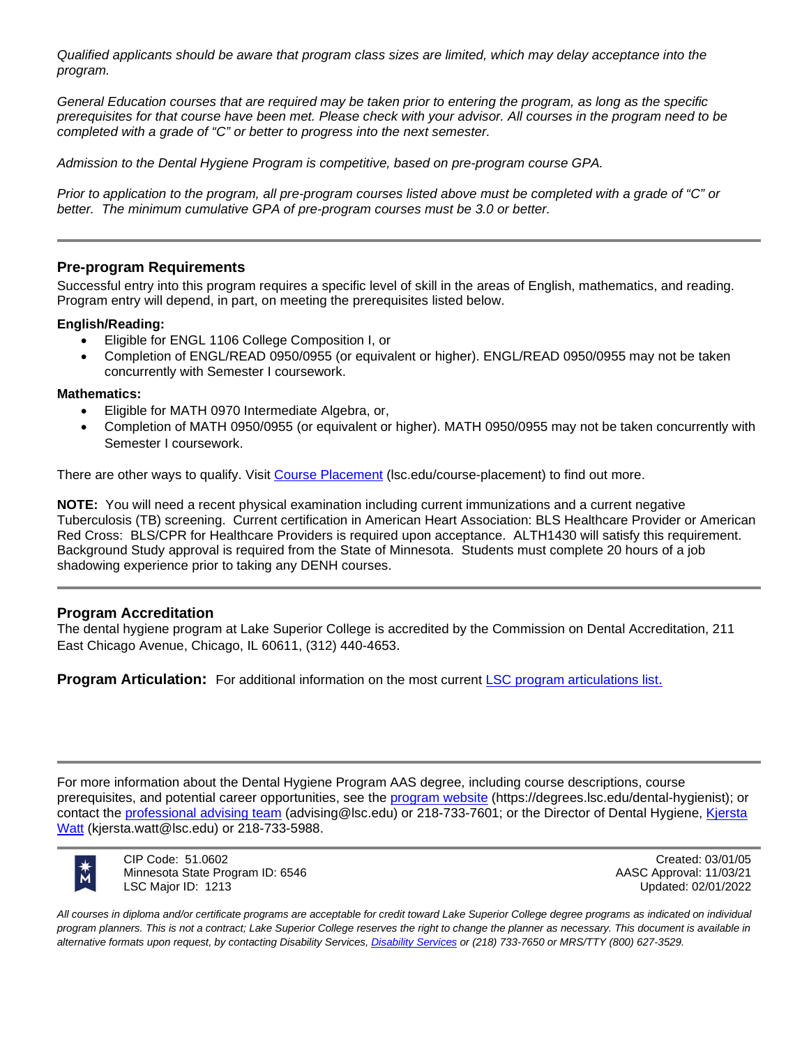*Qualified applicants should be aware that program class sizes are limited, which may delay acceptance into the program.*

*General Education courses that are required may be taken prior to entering the program, as long as the specific prerequisites for that course have been met. Please check with your advisor. All courses in the program need to be completed with a grade of "C" or better to progress into the next semester.*

*Admission to the Dental Hygiene Program is competitive, based on pre-program course GPA.*

*Prior to application to the program, all pre-program courses listed above must be completed with a grade of "C" or better. The minimum cumulative GPA of pre-program courses must be 3.0 or better.*

---

## Pre-program Requirements

Successful entry into this program requires a specific level of skill in the areas of English, mathematics, and reading. Program entry will depend, in part, on meeting the prerequisites listed below.

**English/Reading:**

- Eligible for ENGL 1106 College Composition I, or
- Completion of ENGL/READ 0950/0955 (or equivalent or higher). ENGL/READ 0950/0955 may not be taken concurrently with Semester I coursework.

**Mathematics:**

- Eligible for MATH 0970 Intermediate Algebra, or,
- Completion of MATH 0950/0955 (or equivalent or higher). MATH 0950/0955 may not be taken concurrently with Semester I coursework.

There are other ways to qualify. Visit Course Placement (lsc.edu/course-placement) to find out more.

**NOTE:** You will need a recent physical examination including current immunizations and a current negative Tuberculosis (TB) screening. Current certification in American Heart Association: BLS Healthcare Provider or American Red Cross: BLS/CPR for Healthcare Providers is required upon acceptance. ALTH1430 will satisfy this requirement. Background Study approval is required from the State of Minnesota. Students must complete 20 hours of a job shadowing experience prior to taking any DENH courses.

---

## Program Accreditation

The dental hygiene program at Lake Superior College is accredited by the Commission on Dental Accreditation, 211 East Chicago Avenue, Chicago, IL 60611, (312) 440-4653.

**Program Articulation:** For additional information on the most current LSC program articulations list.

---

For more information about the Dental Hygiene Program AAS degree, including course descriptions, course prerequisites, and potential career opportunities, see the program website (https://degrees.lsc.edu/dental-hygienist); or contact the professional advising team (advising@lsc.edu) or 218-733-7601; or the Director of Dental Hygiene, Kjersta Watt (kjersta.watt@lsc.edu) or 218-733-5988.

---

CIP Code: 51.0602
Minnesota State Program ID: 6546
LSC Major ID: 1213

Created: 03/01/05
AASC Approval: 11/03/21
Updated: 02/01/2022

*All courses in diploma and/or certificate programs are acceptable for credit toward Lake Superior College degree programs as indicated on individual program planners. This is not a contract; Lake Superior College reserves the right to change the planner as necessary. This document is available in alternative formats upon request, by contacting Disability Services, Disability Services or (218) 733-7650 or MRS/TTY (800) 627-3529.*